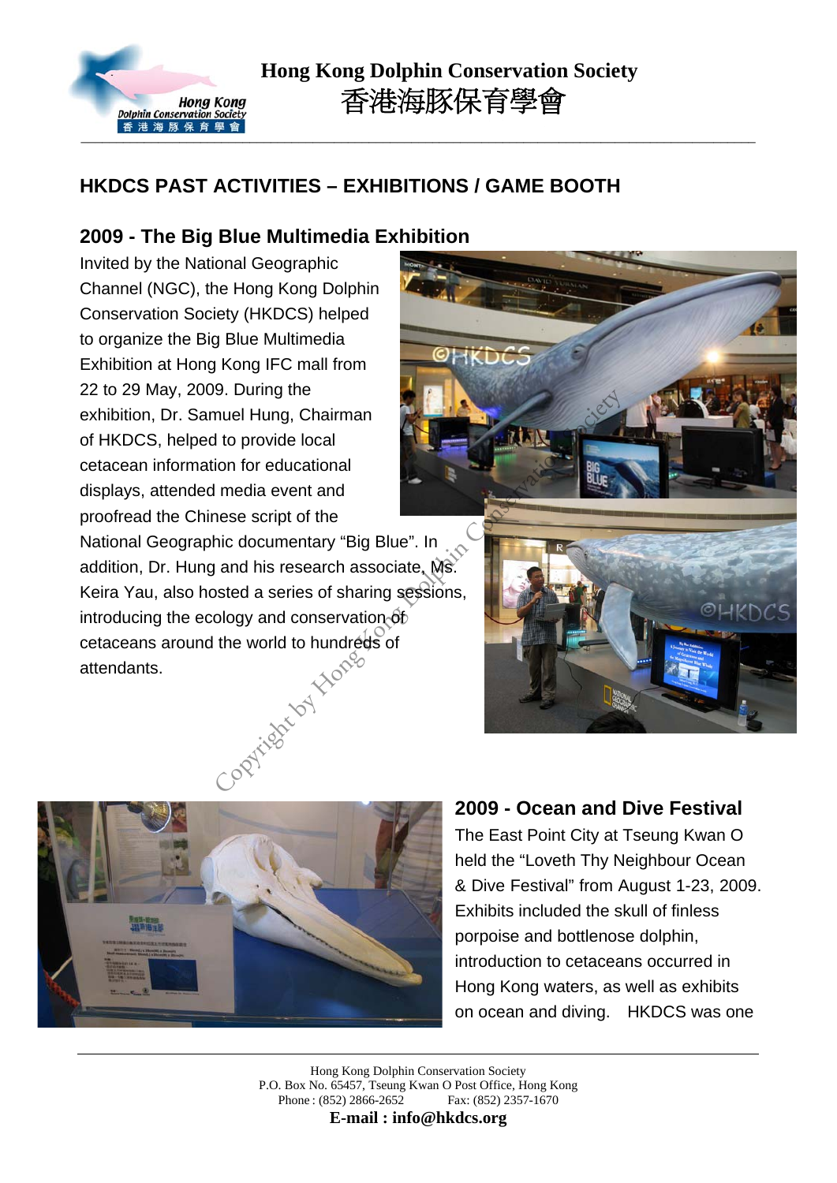Hong Kong Dolphin Conservation Society
香港海豚保育學會

## HKDCS PAST ACTIVITIES – EXHIBITIONS / GAME BOOTH

### 2009 - The Big Blue Multimedia Exhibition

Invited by the National Geographic Channel (NGC), the Hong Kong Dolphin Conservation Society (HKDCS) helped to organize the Big Blue Multimedia Exhibition at Hong Kong IFC mall from 22 to 29 May, 2009. During the exhibition, Dr. Samuel Hung, Chairman of HKDCS, helped to provide local cetacean information for educational displays, attended media event and proofread the Chinese script of the National Geographic documentary "Big Blue". In addition, Dr. Hung and his research associate, Ms. Keira Yau, also hosted a series of sharing sessions, introducing the ecology and conservation of cetaceans around the world to hundreds of attendants.

### 2009 - Ocean and Dive Festival

The East Point City at Tseung Kwan O held the "Loveth Thy Neighbour Ocean & Dive Festival" from August 1-23, 2009. Exhibits included the skull of finless porpoise and bottlenose dolphin, introduction to cetaceans occurred in Hong Kong waters, as well as exhibits on ocean and diving. HKDCS was one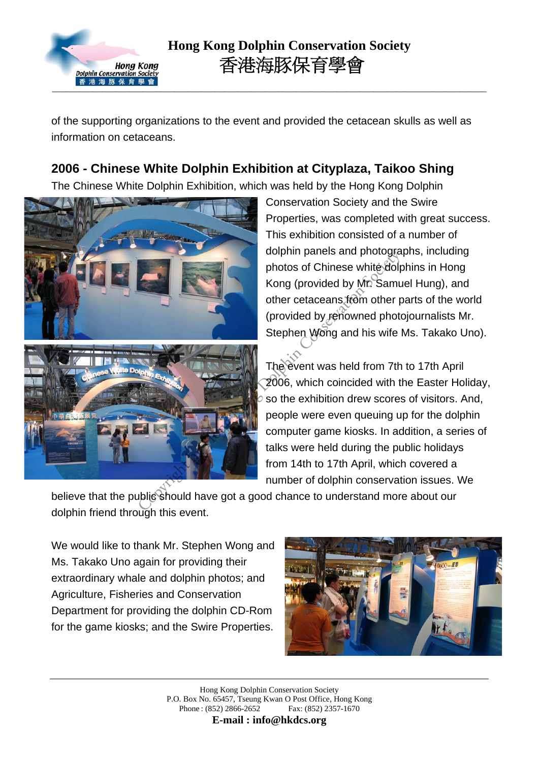of the supporting organizations to the event and provided the cetacean skulls as well as information on cetaceans.

## 2006 - Chinese White Dolphin Exhibition at Cityplaza, Taikoo Shing

The Chinese White Dolphin Exhibition, which was held by the Hong Kong Dolphin Conservation Society and the Swire Properties, was completed with great success. This exhibition consisted of a number of dolphin panels and photographs, including photos of Chinese white dolphins in Hong Kong (provided by Mr. Samuel Hung), and other cetaceans from other parts of the world (provided by renowned photojournalists Mr. Stephen Wong and his wife Ms. Takako Uno).

The event was held from 7th to 17th April 2006, which coincided with the Easter Holiday, so the exhibition drew scores of visitors. And, people were even queuing up for the dolphin computer game kiosks. In addition, a series of talks were held during the public holidays from 14th to 17th April, which covered a number of dolphin conservation issues. We believe that the public should have got a good chance to understand more about our dolphin friend through this event.

We would like to thank Mr. Stephen Wong and Ms. Takako Uno again for providing their extraordinary whale and dolphin photos; and Agriculture, Fisheries and Conservation Department for providing the dolphin CD-Rom for the game kiosks; and the Swire Properties.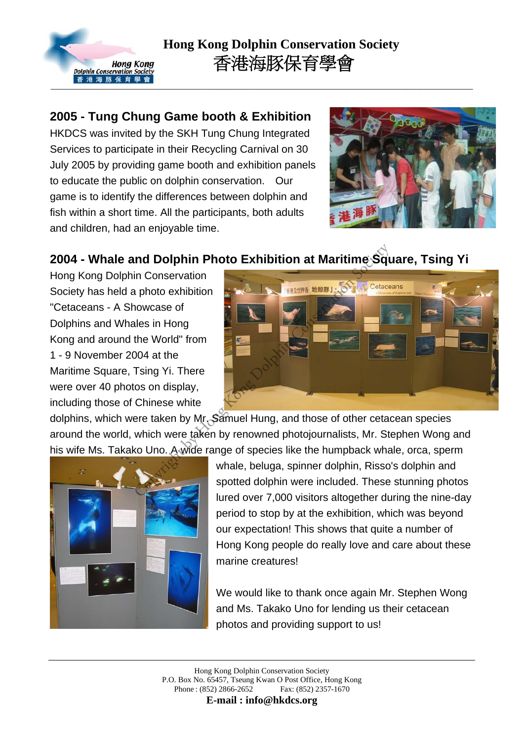## 2005 - Tung Chung Game booth & Exhibition

HKDCS was invited by the SKH Tung Chung Integrated Services to participate in their Recycling Carnival on 30 July 2005 by providing game booth and exhibition panels to educate the public on dolphin conservation. Our game is to identify the differences between dolphin and fish within a short time. All the participants, both adults and children, had an enjoyable time.

## 2004 - Whale and Dolphin Photo Exhibition at Maritime Square, Tsing Yi

Hong Kong Dolphin Conservation Society has held a photo exhibition "Cetaceans - A Showcase of Dolphins and Whales in Hong Kong and around the World" from 1 - 9 November 2004 at the Maritime Square, Tsing Yi. There were over 40 photos on display, including those of Chinese white dolphins, which were taken by Mr. Samuel Hung, and those of other cetacean species around the world, which were taken by renowned photojournalists, Mr. Stephen Wong and his wife Ms. Takako Uno. A wide range of species like the humpback whale, orca, sperm whale, beluga, spinner dolphin, Risso's dolphin and spotted dolphin were included. These stunning photos lured over 7,000 visitors altogether during the nine-day period to stop by at the exhibition, which was beyond our expectation! This shows that quite a number of Hong Kong people do really love and care about these marine creatures!

We would like to thank once again Mr. Stephen Wong and Ms. Takako Uno for lending us their cetacean photos and providing support to us!